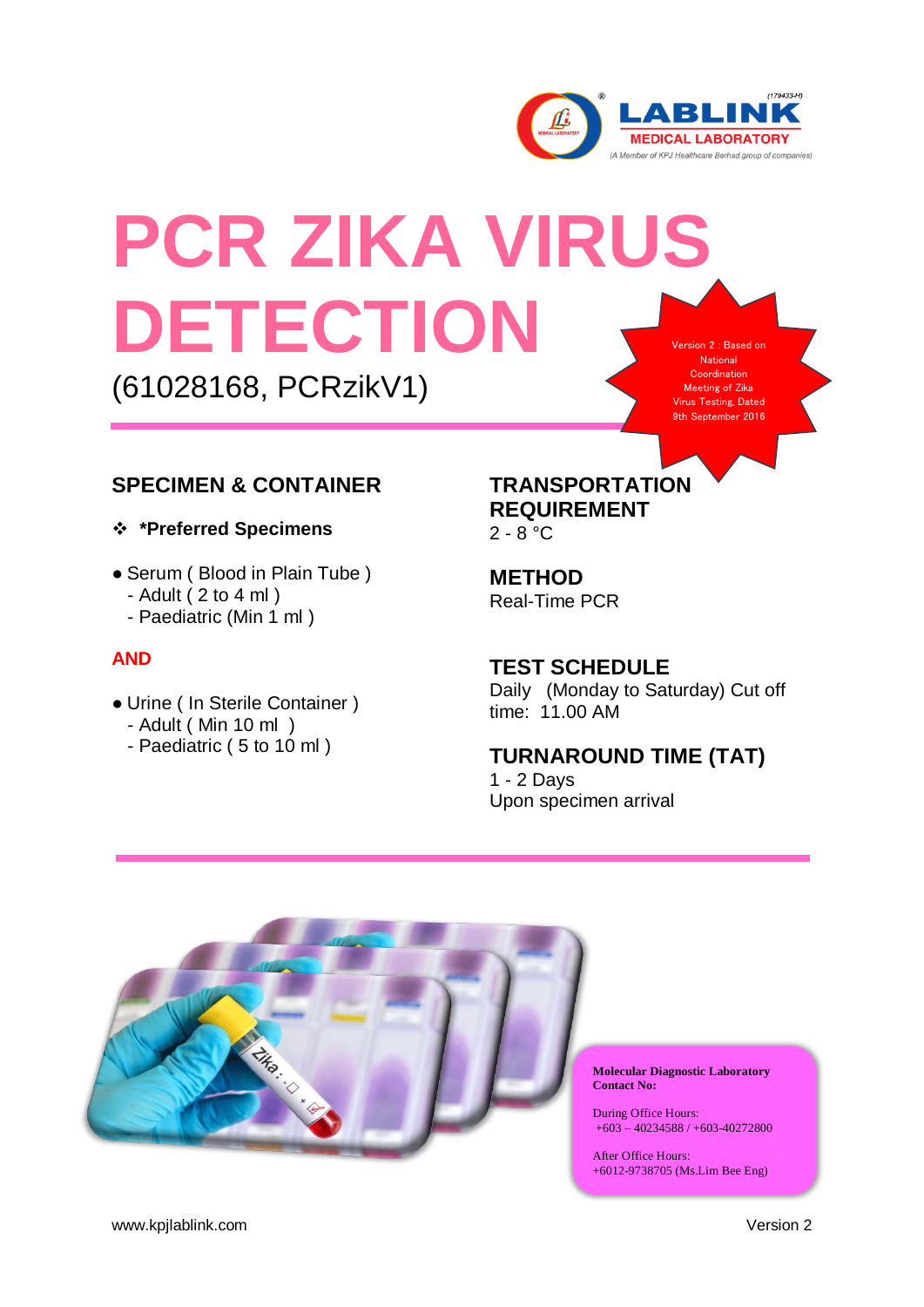LABLINK MEDICAL LABORATORY

(179433-H)

(A Member of KPJ Healthcare Berhad group of companies)

# PCR ZIKA VIRUS DETECTION

(61028168, PCRzikV1)

Version 2 : Based on National Coordination Meeting of Zika Virus Testing, Dated 9th September 2016

## SPECIMEN & CONTAINER

❖ ***Preferred Specimens**

- Serum ( Blood in Plain Tube )
  - Adult ( 2 to 4 ml )
  - Paediatric (Min 1 ml )

**AND**

- Urine ( In Sterile Container )
  - Adult ( Min 10 ml )
  - Paediatric ( 5 to 10 ml )

## TRANSPORTATION REQUIREMENT

2 - 8 °C

## METHOD

Real-Time PCR

## TEST SCHEDULE

Daily (Monday to Saturday) Cut off time: 11.00 AM

## TURNAROUND TIME (TAT)

1 - 2 Days
Upon specimen arrival

**Molecular Diagnostic Laboratory**
**Contact No:**

During Office Hours:
+603 – 40234588 / +603-40272800

After Office Hours:
+6012-9738705 (Ms.Lim Bee Eng)

www.kpjlablink.com

Version 2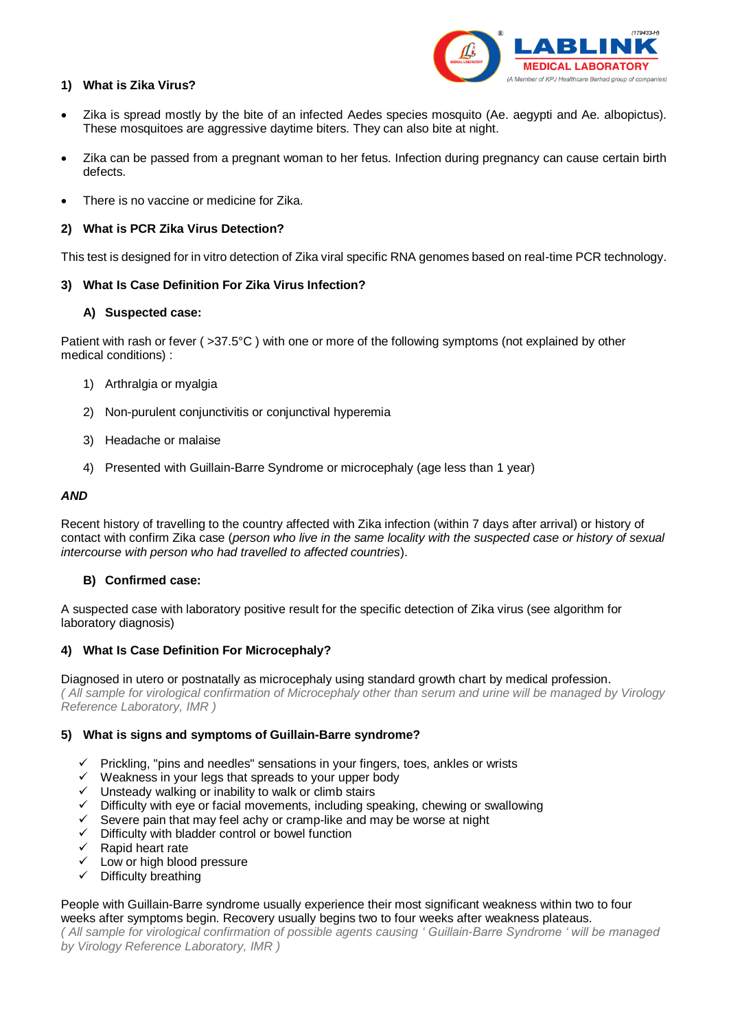### 1) What is Zika Virus?

- Zika is spread mostly by the bite of an infected Aedes species mosquito (Ae. aegypti and Ae. albopictus). These mosquitoes are aggressive daytime biters. They can also bite at night.
- Zika can be passed from a pregnant woman to her fetus. Infection during pregnancy can cause certain birth defects.
- There is no vaccine or medicine for Zika.

### 2) What is PCR Zika Virus Detection?

This test is designed for in vitro detection of Zika viral specific RNA genomes based on real-time PCR technology.

### 3) What Is Case Definition For Zika Virus Infection?

#### A) Suspected case:

Patient with rash or fever ( >37.5°C ) with one or more of the following symptoms (not explained by other medical conditions) :

1) Arthralgia or myalgia
2) Non-purulent conjunctivitis or conjunctival hyperemia
3) Headache or malaise
4) Presented with Guillain-Barre Syndrome or microcephaly (age less than 1 year)

***AND***

Recent history of travelling to the country affected with Zika infection (within 7 days after arrival) or history of contact with confirm Zika case (*person who live in the same locality with the suspected case or history of sexual intercourse with person who had travelled to affected countries*).

#### B) Confirmed case:

A suspected case with laboratory positive result for the specific detection of Zika virus (see algorithm for laboratory diagnosis)

### 4) What Is Case Definition For Microcephaly?

Diagnosed in utero or postnatally as microcephaly using standard growth chart by medical profession.
*( All sample for virological confirmation of Microcephaly other than serum and urine will be managed by Virology Reference Laboratory, IMR )*

### 5) What is signs and symptoms of Guillain-Barre syndrome?

- ✓ Prickling, "pins and needles" sensations in your fingers, toes, ankles or wrists
- ✓ Weakness in your legs that spreads to your upper body
- ✓ Unsteady walking or inability to walk or climb stairs
- ✓ Difficulty with eye or facial movements, including speaking, chewing or swallowing
- ✓ Severe pain that may feel achy or cramp-like and may be worse at night
- ✓ Difficulty with bladder control or bowel function
- ✓ Rapid heart rate
- ✓ Low or high blood pressure
- ✓ Difficulty breathing

People with Guillain-Barre syndrome usually experience their most significant weakness within two to four weeks after symptoms begin. Recovery usually begins two to four weeks after weakness plateaus.
*( All sample for virological confirmation of possible agents causing ' Guillain-Barre Syndrome ' will be managed by Virology Reference Laboratory, IMR )*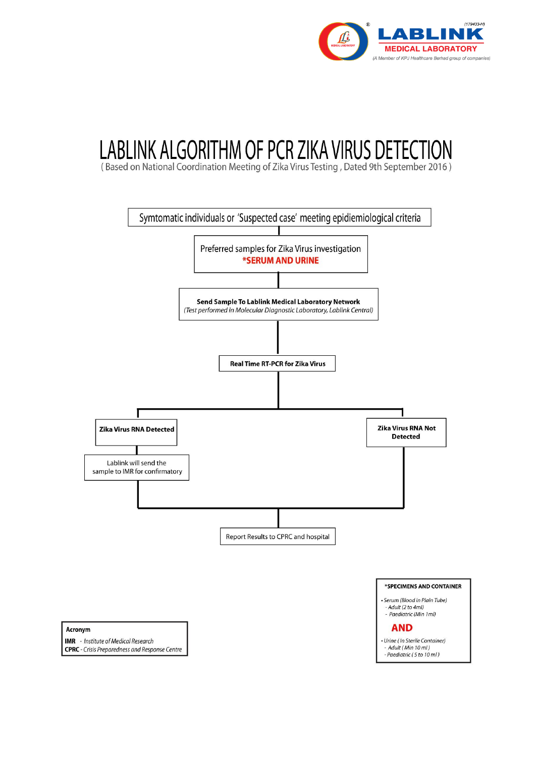(179433-H)

**LABLINK**
**MEDICAL LABORATORY**
(A Member of KPJ Healthcare Berhad group of companies)

# LABLINK ALGORITHM OF PCR ZIKA VIRUS DETECTION

( Based on National Coordination Meeting of Zika Virus Testing , Dated 9th September 2016 )

Symtomatic individuals or 'Suspected case' meeting epidiemiological criteria

Preferred samples for Zika Virus investigation
**\*SERUM AND URINE**

**Send Sample To Lablink Medical Laboratory Network**
*(Test performed in Molecular Diagnostic Laboratory, Lablink Central)*

**Real Time RT-PCR for Zika Virus**

**Zika Virus RNA Detected**

Lablink will send the sample to IMR for confirmatory

**Zika Virus RNA Not Detected**

Report Results to CPRC and hospital

**\*SPECIMENS AND CONTAINER**

- *Serum (Blood in Plain Tube)*
  - *Adult (2 to 4ml)*
  - *Paediatric (Min 1ml)*

**AND**

- *Urine ( In Sterile Container)*
  - *Adult ( Min 10 ml )*
  - *Paediatric ( 5 to 10 ml )*

**Acronym**

**IMR** - *Institute of Medical Research*
**CPRC** - *Crisis Preparedness and Response Centre*